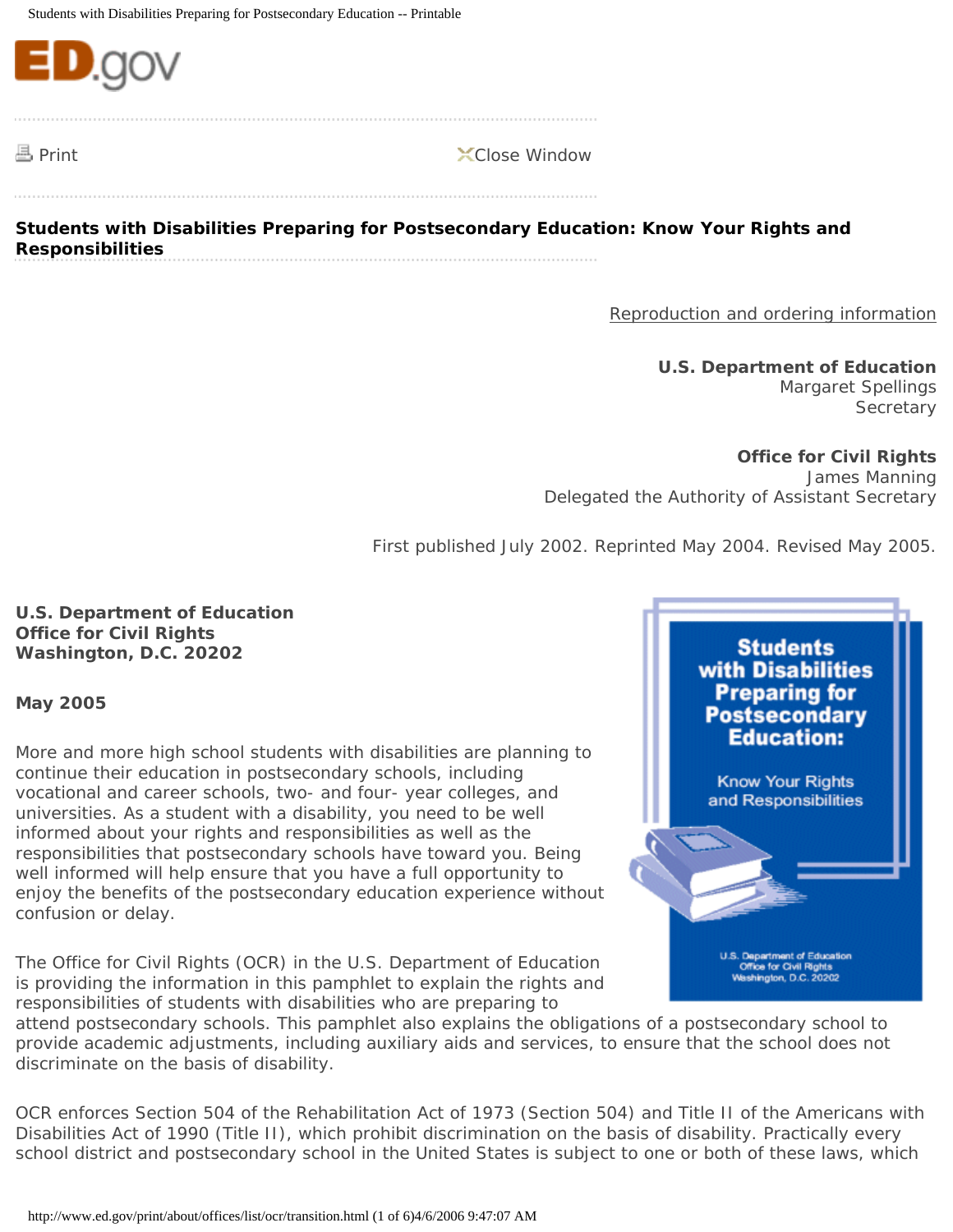**Students with Disabilities Preparing for Postsecondary Education: Know Your Rights and Responsibilities**

Reproduction and ordering information

**U.S. Department of Education**
Margaret Spellings
Secretary

**Office for Civil Rights**
James Manning
Delegated the Authority of Assistant Secretary

First published July 2002. Reprinted May 2004. Revised May 2005.

**U.S. Department of Education**
**Office for Civil Rights**
**Washington, D.C. 20202**

**May 2005**

More and more high school students with disabilities are planning to continue their education in postsecondary schools, including vocational and career schools, two- and four- year colleges, and universities. As a student with a disability, you need to be well informed about your rights and responsibilities as well as the responsibilities that postsecondary schools have toward you. Being well informed will help ensure that you have a full opportunity to enjoy the benefits of the postsecondary education experience without confusion or delay.

The Office for Civil Rights (OCR) in the U.S. Department of Education is providing the information in this pamphlet to explain the rights and responsibilities of students with disabilities who are preparing to attend postsecondary schools. This pamphlet also explains the obligations of a postsecondary school to provide academic adjustments, including auxiliary aids and services, to ensure that the school does not discriminate on the basis of disability.

OCR enforces Section 504 of the Rehabilitation Act of 1973 (Section 504) and Title II of the Americans with Disabilities Act of 1990 (Title II), which prohibit discrimination on the basis of disability. Practically every school district and postsecondary school in the United States is subject to one or both of these laws, which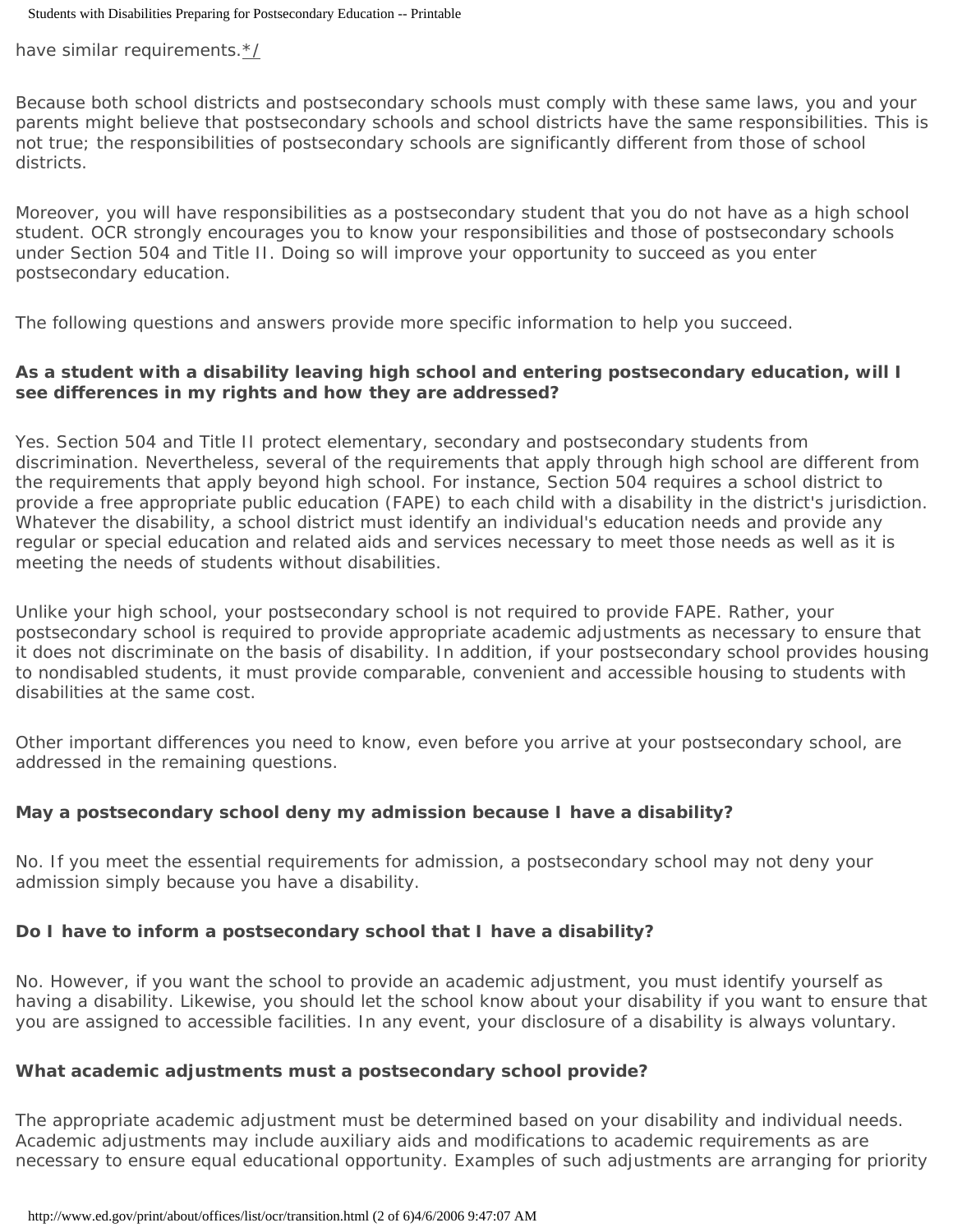have similar requirements.*/

Because both school districts and postsecondary schools must comply with these same laws, you and your parents might believe that postsecondary schools and school districts have the same responsibilities. This is not true; the responsibilities of postsecondary schools are significantly different from those of school districts.

Moreover, you will have responsibilities as a postsecondary student that you do not have as a high school student. OCR strongly encourages you to know your responsibilities and those of postsecondary schools under Section 504 and Title II. Doing so will improve your opportunity to succeed as you enter postsecondary education.

The following questions and answers provide more specific information to help you succeed.

**As a student with a disability leaving high school and entering postsecondary education, will I see differences in my rights and how they are addressed?**

Yes. Section 504 and Title II protect elementary, secondary and postsecondary students from discrimination. Nevertheless, several of the requirements that apply through high school are different from the requirements that apply beyond high school. For instance, Section 504 requires a school district to provide a free appropriate public education (FAPE) to each child with a disability in the district's jurisdiction. Whatever the disability, a school district must identify an individual's education needs and provide any regular or special education and related aids and services necessary to meet those needs as well as it is meeting the needs of students without disabilities.

Unlike your high school, your postsecondary school is not required to provide FAPE. Rather, your postsecondary school is required to provide appropriate academic adjustments as necessary to ensure that it does not discriminate on the basis of disability. In addition, if your postsecondary school provides housing to nondisabled students, it must provide comparable, convenient and accessible housing to students with disabilities at the same cost.

Other important differences you need to know, even before you arrive at your postsecondary school, are addressed in the remaining questions.

**May a postsecondary school deny my admission because I have a disability?**

No. If you meet the essential requirements for admission, a postsecondary school may not deny your admission simply because you have a disability.

**Do I have to inform a postsecondary school that I have a disability?**

No. However, if you want the school to provide an academic adjustment, you must identify yourself as having a disability. Likewise, you should let the school know about your disability if you want to ensure that you are assigned to accessible facilities. In any event, your disclosure of a disability is always voluntary.

**What academic adjustments must a postsecondary school provide?**

The appropriate academic adjustment must be determined based on your disability and individual needs. Academic adjustments may include auxiliary aids and modifications to academic requirements as are necessary to ensure equal educational opportunity. Examples of such adjustments are arranging for priority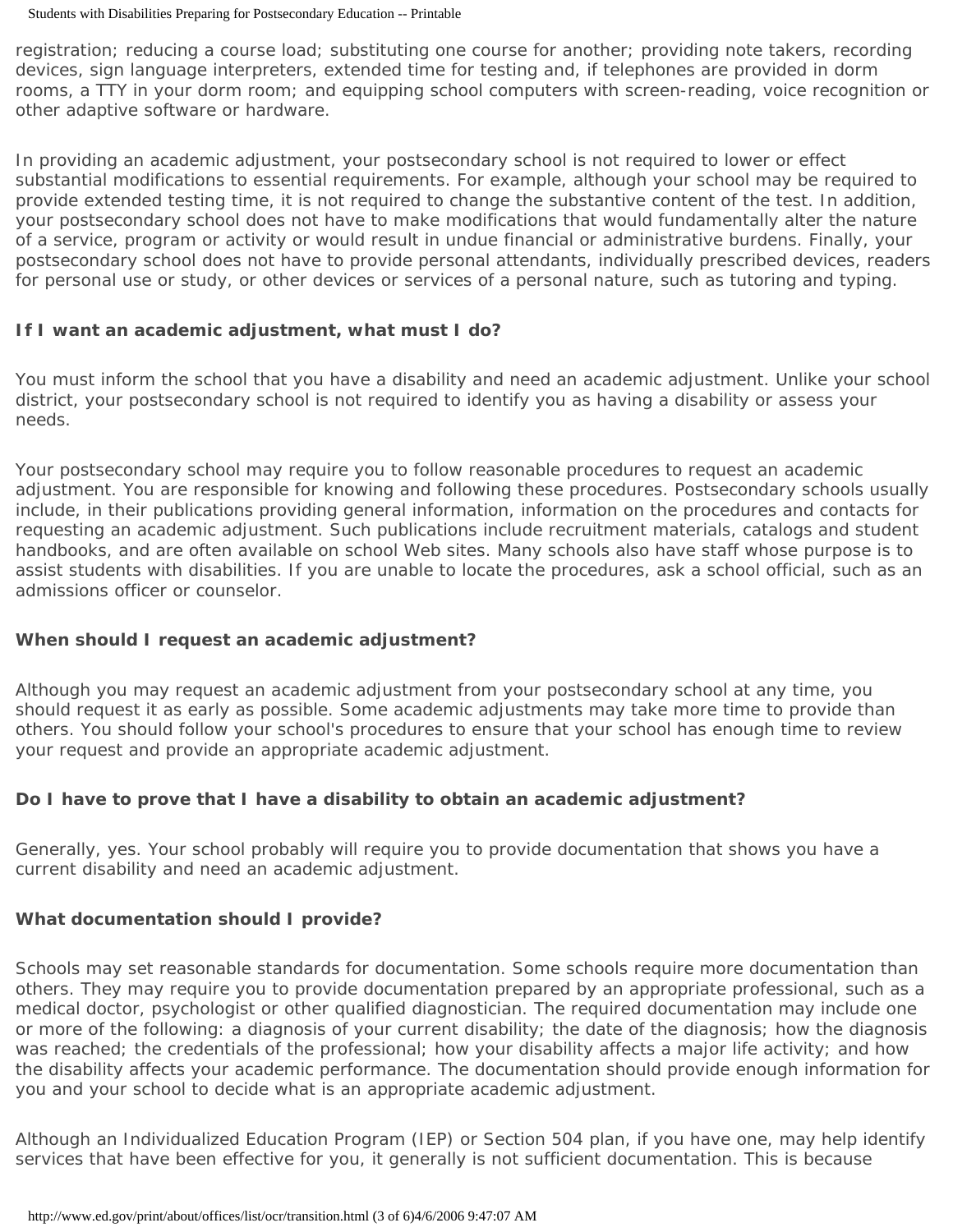registration; reducing a course load; substituting one course for another; providing note takers, recording devices, sign language interpreters, extended time for testing and, if telephones are provided in dorm rooms, a TTY in your dorm room; and equipping school computers with screen-reading, voice recognition or other adaptive software or hardware.

In providing an academic adjustment, your postsecondary school is not required to lower or effect substantial modifications to essential requirements. For example, although your school may be required to provide extended testing time, it is not required to change the substantive content of the test. In addition, your postsecondary school does not have to make modifications that would fundamentally alter the nature of a service, program or activity or would result in undue financial or administrative burdens. Finally, your postsecondary school does not have to provide personal attendants, individually prescribed devices, readers for personal use or study, or other devices or services of a personal nature, such as tutoring and typing.

**If I want an academic adjustment, what must I do?**

You must inform the school that you have a disability and need an academic adjustment. Unlike your school district, your postsecondary school is not required to identify you as having a disability or assess your needs.

Your postsecondary school may require you to follow reasonable procedures to request an academic adjustment. You are responsible for knowing and following these procedures. Postsecondary schools usually include, in their publications providing general information, information on the procedures and contacts for requesting an academic adjustment. Such publications include recruitment materials, catalogs and student handbooks, and are often available on school Web sites. Many schools also have staff whose purpose is to assist students with disabilities. If you are unable to locate the procedures, ask a school official, such as an admissions officer or counselor.

**When should I request an academic adjustment?**

Although you may request an academic adjustment from your postsecondary school at any time, you should request it as early as possible. Some academic adjustments may take more time to provide than others. You should follow your school's procedures to ensure that your school has enough time to review your request and provide an appropriate academic adjustment.

**Do I have to prove that I have a disability to obtain an academic adjustment?**

Generally, yes. Your school probably will require you to provide documentation that shows you have a current disability and need an academic adjustment.

**What documentation should I provide?**

Schools may set reasonable standards for documentation. Some schools require more documentation than others. They may require you to provide documentation prepared by an appropriate professional, such as a medical doctor, psychologist or other qualified diagnostician. The required documentation may include one or more of the following: a diagnosis of your current disability; the date of the diagnosis; how the diagnosis was reached; the credentials of the professional; how your disability affects a major life activity; and how the disability affects your academic performance. The documentation should provide enough information for you and your school to decide what is an appropriate academic adjustment.

Although an Individualized Education Program (IEP) or Section 504 plan, if you have one, may help identify services that have been effective for you, it generally is not sufficient documentation. This is because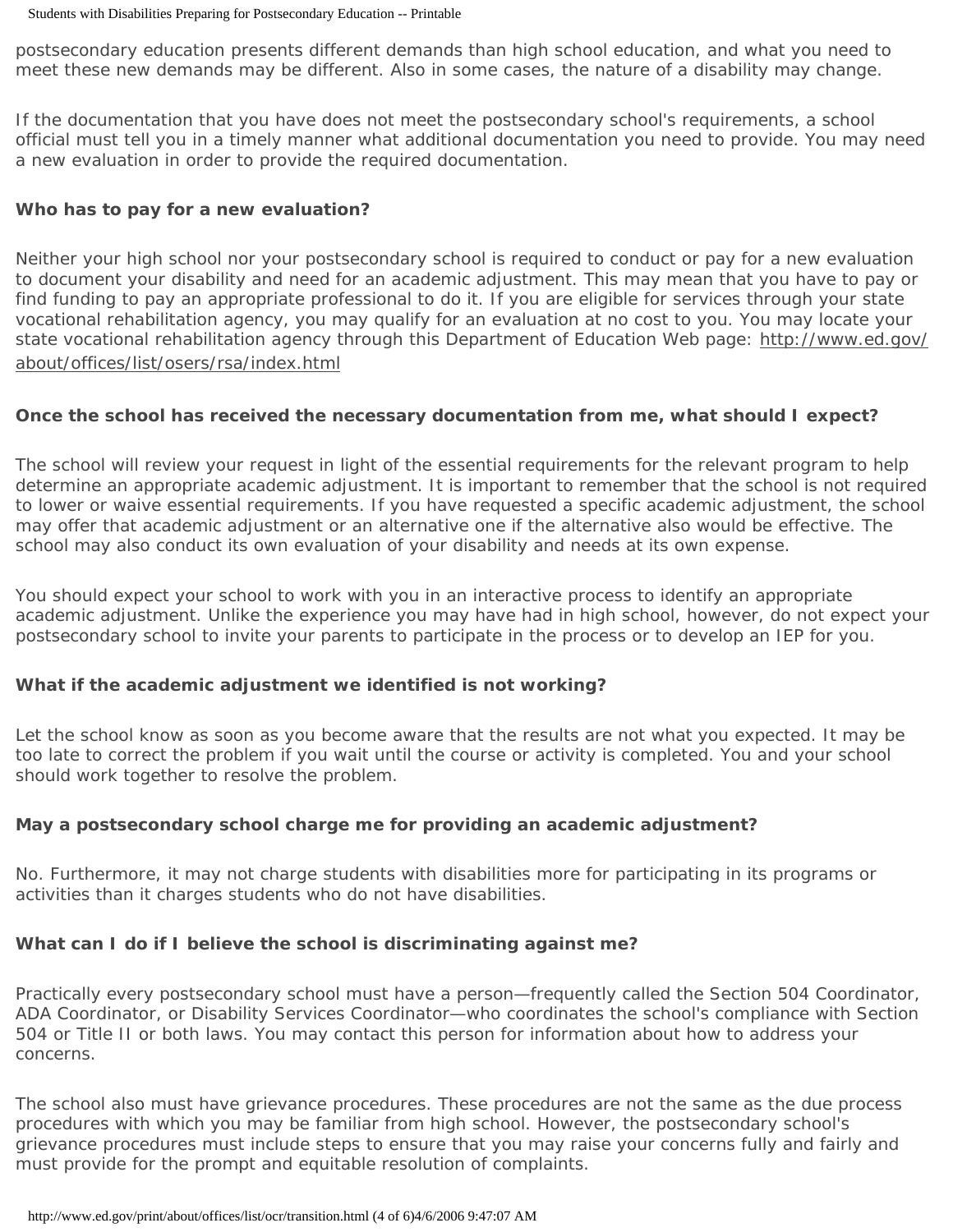postsecondary education presents different demands than high school education, and what you need to meet these new demands may be different. Also in some cases, the nature of a disability may change.

If the documentation that you have does not meet the postsecondary school's requirements, a school official must tell you in a timely manner what additional documentation you need to provide. You may need a new evaluation in order to provide the required documentation.

**Who has to pay for a new evaluation?**

Neither your high school nor your postsecondary school is required to conduct or pay for a new evaluation to document your disability and need for an academic adjustment. This may mean that you have to pay or find funding to pay an appropriate professional to do it. If you are eligible for services through your state vocational rehabilitation agency, you may qualify for an evaluation at no cost to you. You may locate your state vocational rehabilitation agency through this Department of Education Web page: http://www.ed.gov/about/offices/list/osers/rsa/index.html

**Once the school has received the necessary documentation from me, what should I expect?**

The school will review your request in light of the essential requirements for the relevant program to help determine an appropriate academic adjustment. It is important to remember that the school is not required to lower or waive essential requirements. If you have requested a specific academic adjustment, the school may offer that academic adjustment or an alternative one if the alternative also would be effective. The school may also conduct its own evaluation of your disability and needs at its own expense.

You should expect your school to work with you in an interactive process to identify an appropriate academic adjustment. Unlike the experience you may have had in high school, however, do not expect your postsecondary school to invite your parents to participate in the process or to develop an IEP for you.

**What if the academic adjustment we identified is not working?**

Let the school know as soon as you become aware that the results are not what you expected. It may be too late to correct the problem if you wait until the course or activity is completed. You and your school should work together to resolve the problem.

**May a postsecondary school charge me for providing an academic adjustment?**

No. Furthermore, it may not charge students with disabilities more for participating in its programs or activities than it charges students who do not have disabilities.

**What can I do if I believe the school is discriminating against me?**

Practically every postsecondary school must have a person—frequently called the Section 504 Coordinator, ADA Coordinator, or Disability Services Coordinator—who coordinates the school's compliance with Section 504 or Title II or both laws. You may contact this person for information about how to address your concerns.

The school also must have grievance procedures. These procedures are not the same as the due process procedures with which you may be familiar from high school. However, the postsecondary school's grievance procedures must include steps to ensure that you may raise your concerns fully and fairly and must provide for the prompt and equitable resolution of complaints.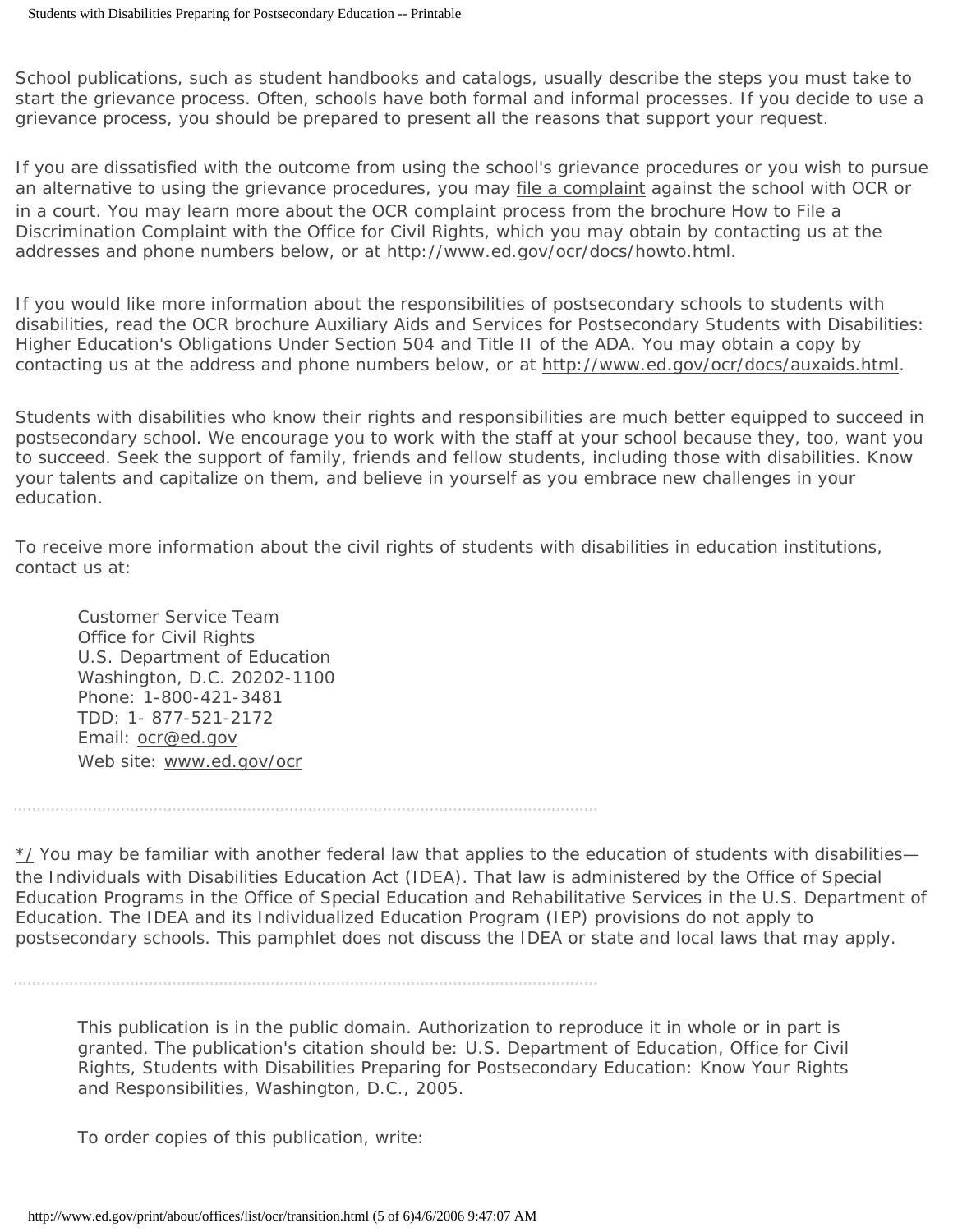School publications, such as student handbooks and catalogs, usually describe the steps you must take to start the grievance process. Often, schools have both formal and informal processes. If you decide to use a grievance process, you should be prepared to present all the reasons that support your request.

If you are dissatisfied with the outcome from using the school's grievance procedures or you wish to pursue an alternative to using the grievance procedures, you may file a complaint against the school with OCR or in a court. You may learn more about the OCR complaint process from the brochure How to File a Discrimination Complaint with the Office for Civil Rights, which you may obtain by contacting us at the addresses and phone numbers below, or at http://www.ed.gov/ocr/docs/howto.html.

If you would like more information about the responsibilities of postsecondary schools to students with disabilities, read the OCR brochure Auxiliary Aids and Services for Postsecondary Students with Disabilities: Higher Education's Obligations Under Section 504 and Title II of the ADA. You may obtain a copy by contacting us at the address and phone numbers below, or at http://www.ed.gov/ocr/docs/auxaids.html.

Students with disabilities who know their rights and responsibilities are much better equipped to succeed in postsecondary school. We encourage you to work with the staff at your school because they, too, want you to succeed. Seek the support of family, friends and fellow students, including those with disabilities. Know your talents and capitalize on them, and believe in yourself as you embrace new challenges in your education.

To receive more information about the civil rights of students with disabilities in education institutions, contact us at:

> Customer Service Team
> Office for Civil Rights
> U.S. Department of Education
> Washington, D.C. 20202-1100
> Phone: 1-800-421-3481
> TDD: 1- 877-521-2172
> Email: ocr@ed.gov
> Web site: www.ed.gov/ocr

---

*/ You may be familiar with another federal law that applies to the education of students with disabilities—the Individuals with Disabilities Education Act (IDEA). That law is administered by the Office of Special Education Programs in the Office of Special Education and Rehabilitative Services in the U.S. Department of Education. The IDEA and its Individualized Education Program (IEP) provisions do not apply to postsecondary schools. This pamphlet does not discuss the IDEA or state and local laws that may apply.

---

> This publication is in the public domain. Authorization to reproduce it in whole or in part is granted. The publication's citation should be: U.S. Department of Education, Office for Civil Rights, Students with Disabilities Preparing for Postsecondary Education: Know Your Rights and Responsibilities, Washington, D.C., 2005.
>
> To order copies of this publication, write: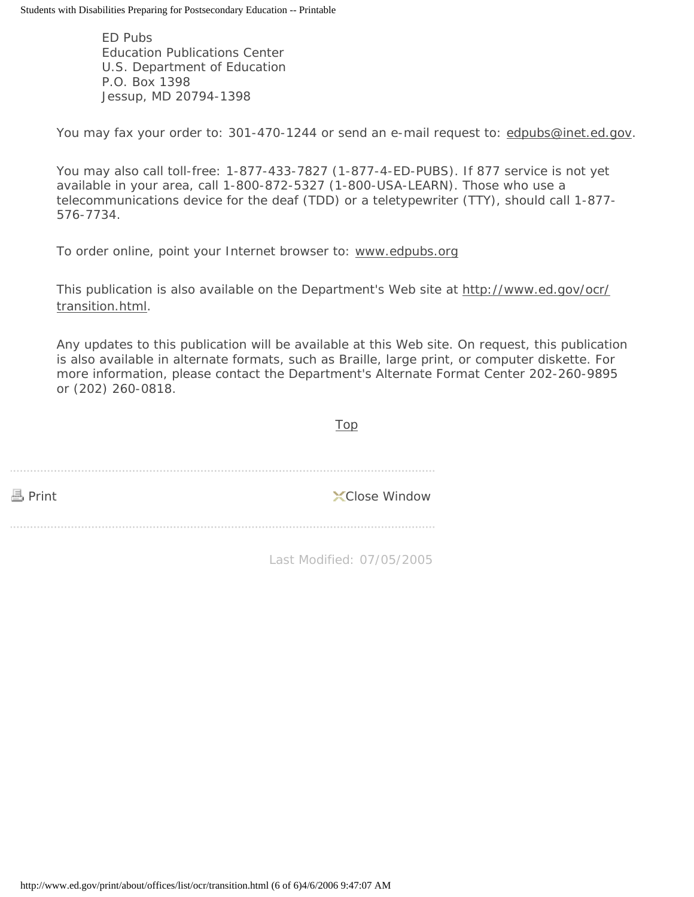ED Pubs
Education Publications Center
U.S. Department of Education
P.O. Box 1398
Jessup, MD 20794-1398

You may fax your order to: 301-470-1244 or send an e-mail request to: edpubs@inet.ed.gov.

You may also call toll-free: 1-877-433-7827 (1-877-4-ED-PUBS). If 877 service is not yet available in your area, call 1-800-872-5327 (1-800-USA-LEARN). Those who use a telecommunications device for the deaf (TDD) or a teletypewriter (TTY), should call 1-877-576-7734.

To order online, point your Internet browser to: www.edpubs.org

This publication is also available on the Department's Web site at http://www.ed.gov/ocr/transition.html.

Any updates to this publication will be available at this Web site. On request, this publication is also available in alternate formats, such as Braille, large print, or computer diskette. For more information, please contact the Department's Alternate Format Center 202-260-9895 or (202) 260-0818.

Top

Print    Close Window

Last Modified: 07/05/2005